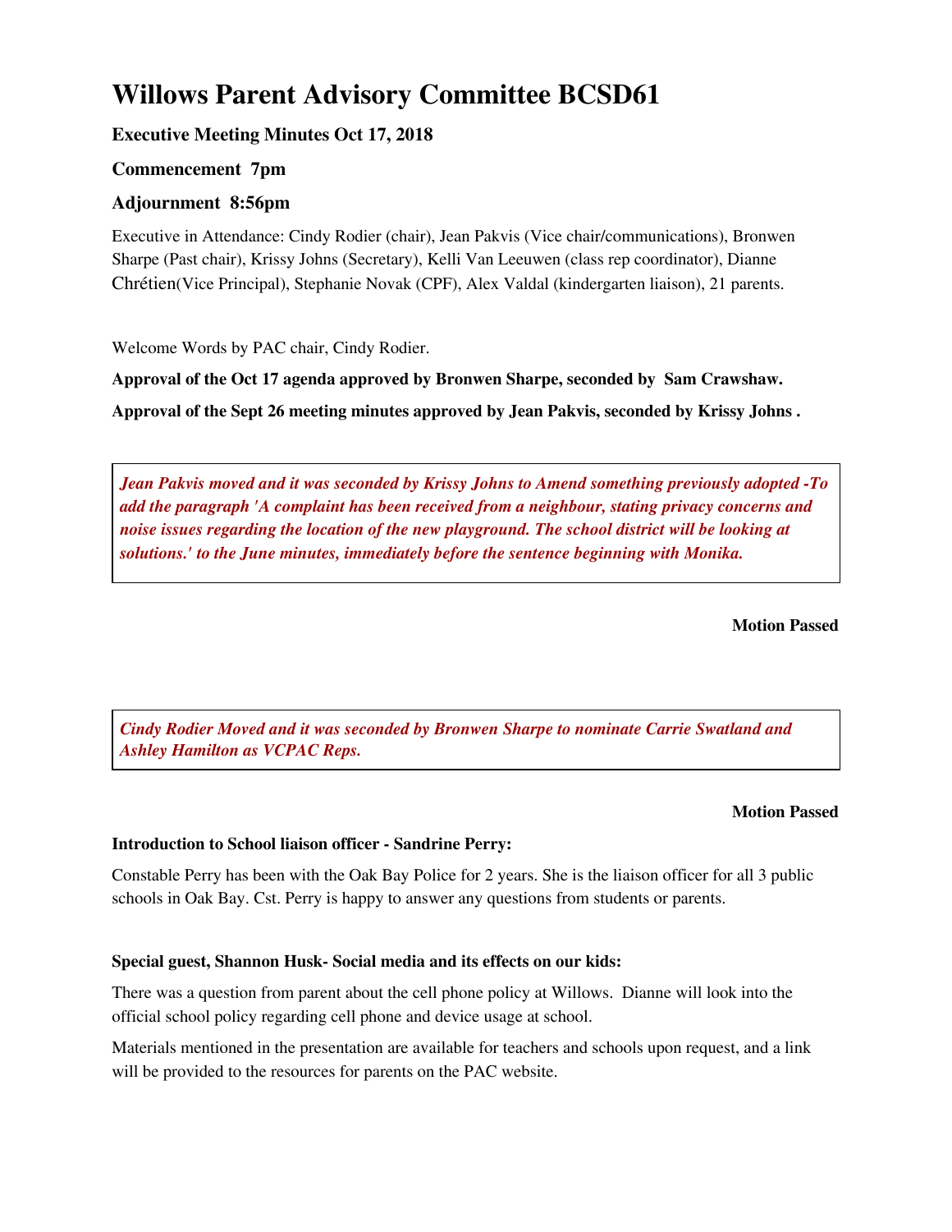# Willows Parent Advisory Committee BCSD61

### Executive Meeting Minutes Oct 17, 2018

### Commencement 7pm

### Adjournment 8:56pm

Executive in Attendance: Cindy Rodier (chair), Jean Pakvis (Vice chair/communications), Bronwen Sharpe (Past chair), Krissy Johns (Secretary), Kelli Van Leeuwen (class rep coordinator), Dianne Chrétien(Vice Principal), Stephanie Novak (CPF), Alex Valdal (kindergarten liaison), 21 parents.

Welcome Words by PAC chair, Cindy Rodier.

**Approval of the Oct 17 agenda approved by Bronwen Sharpe, seconded by Sam Crawshaw.**

**Approval of the Sept 26 meeting minutes approved by Jean Pakvis, seconded by Krissy Johns .**

***Jean Pakvis moved and it was seconded by Krissy Johns to Amend something previously adopted -To add the paragraph 'A complaint has been received from a neighbour, stating privacy concerns and noise issues regarding the location of the new playground. The school district will be looking at solutions.' to the June minutes, immediately before the sentence beginning with Monika.***

**Motion Passed**

***Cindy Rodier Moved and it was seconded by Bronwen Sharpe to nominate Carrie Swatland and Ashley Hamilton as VCPAC Reps.***

**Motion Passed**

**Introduction to School liaison officer - Sandrine Perry:**

Constable Perry has been with the Oak Bay Police for 2 years. She is the liaison officer for all 3 public schools in Oak Bay. Cst. Perry is happy to answer any questions from students or parents.

**Special guest, Shannon Husk- Social media and its effects on our kids:**

There was a question from parent about the cell phone policy at Willows. Dianne will look into the official school policy regarding cell phone and device usage at school.

Materials mentioned in the presentation are available for teachers and schools upon request, and a link will be provided to the resources for parents on the PAC website.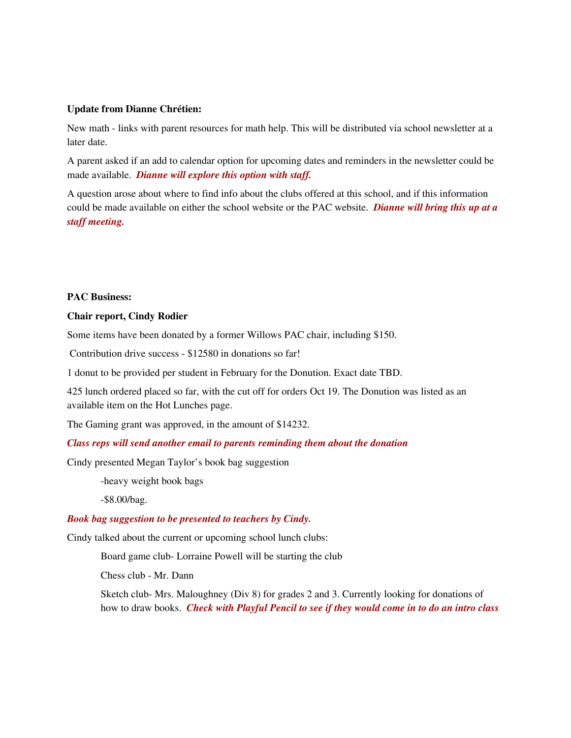**Update from Dianne Chrétien:**

New math - links with parent resources for math help. This will be distributed via school newsletter at a later date.

A parent asked if an add to calendar option for upcoming dates and reminders in the newsletter could be made available. ***Dianne will explore this option with staff.***

A question arose about where to find info about the clubs offered at this school, and if this information could be made available on either the school website or the PAC website. ***Dianne will bring this up at a staff meeting.***

**PAC Business:**

**Chair report, Cindy Rodier**

Some items have been donated by a former Willows PAC chair, including $150.

Contribution drive success - $12580 in donations so far!

1 donut to be provided per student in February for the Donution. Exact date TBD.

425 lunch ordered placed so far, with the cut off for orders Oct 19. The Donution was listed as an available item on the Hot Lunches page.

The Gaming grant was approved, in the amount of $14232.

***Class reps will send another email to parents reminding them about the donation***

Cindy presented Megan Taylor's book bag suggestion

-heavy weight book bags

-$8.00/bag.

***Book bag suggestion to be presented to teachers by Cindy.***

Cindy talked about the current or upcoming school lunch clubs:

Board game club- Lorraine Powell will be starting the club

Chess club - Mr. Dann

Sketch club- Mrs. Maloughney (Div 8) for grades 2 and 3. Currently looking for donations of how to draw books. ***Check with Playful Pencil to see if they would come in to do an intro class***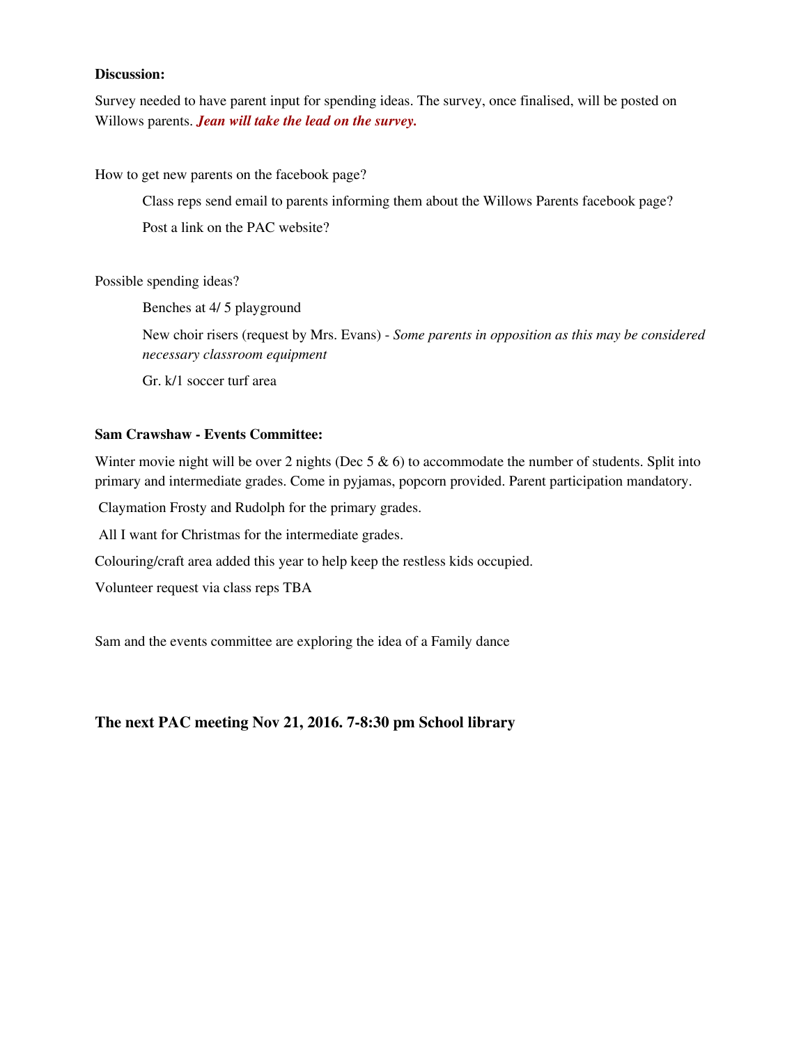**Discussion:**

Survey needed to have parent input for spending ideas. The survey, once finalised, will be posted on Willows parents. ***Jean will take the lead on the survey.***

How to get new parents on the facebook page?

> Class reps send email to parents informing them about the Willows Parents facebook page?
>
> Post a link on the PAC website?

Possible spending ideas?

> Benches at 4/ 5 playground
>
> New choir risers (request by Mrs. Evans) - *Some parents in opposition as this may be considered necessary classroom equipment*
>
> Gr. k/1 soccer turf area

**Sam Crawshaw - Events Committee:**

Winter movie night will be over 2 nights (Dec 5 & 6) to accommodate the number of students. Split into primary and intermediate grades. Come in pyjamas, popcorn provided. Parent participation mandatory.

Claymation Frosty and Rudolph for the primary grades.

All I want for Christmas for the intermediate grades.

Colouring/craft area added this year to help keep the restless kids occupied.

Volunteer request via class reps TBA

Sam and the events committee are exploring the idea of a Family dance

### The next PAC meeting Nov 21, 2016. 7-8:30 pm School library